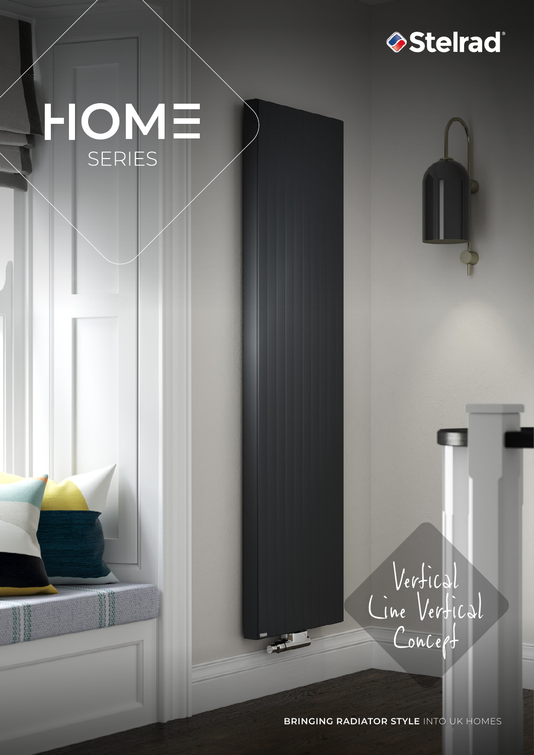Stelrad®

# HOME SERIES

Vertical Line Vertical Concept

**BRINGING RADIATOR STYLE** INTO UK HOMES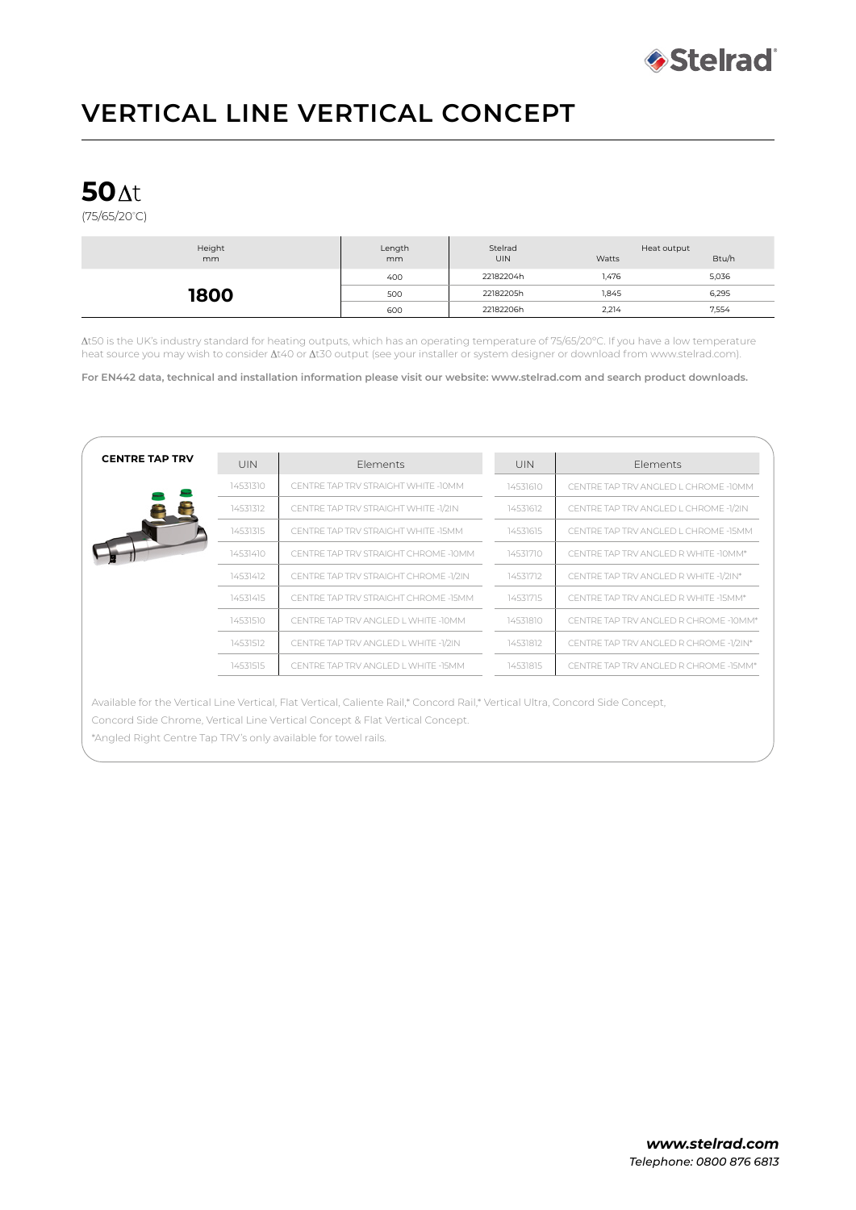# VERTICAL LINE VERTICAL CONCEPT

## 50Δt

(75/65/20°C)

| Height mm | Length mm | Stelrad UIN | Heat output Watts | Btu/h |
|---|---|---|---|---|
| **1800** | 400 | 22182204h | 1,476 | 5,036 |
| | 500 | 22182205h | 1,845 | 6,295 |
| | 600 | 22182206h | 2,214 | 7,554 |

Δt50 is the UK's industry standard for heating outputs, which has an operating temperature of 75/65/20°C. If you have a low temperature heat source you may wish to consider Δt40 or Δt30 output (see your installer or system designer or download from www.stelrad.com).

**For EN442 data, technical and installation information please visit our website: www.stelrad.com and search product downloads.**

### CENTRE TAP TRV

| UIN | Elements | UIN | Elements |
|---|---|---|---|
| 14531310 | CENTRE TAP TRV STRAIGHT WHITE -10MM | 14531610 | CENTRE TAP TRV ANGLED L CHROME -10MM |
| 14531312 | CENTRE TAP TRV STRAIGHT WHITE -1/2IN | 14531612 | CENTRE TAP TRV ANGLED L CHROME -1/2IN |
| 14531315 | CENTRE TAP TRV STRAIGHT WHITE -15MM | 14531615 | CENTRE TAP TRV ANGLED L CHROME -15MM |
| 14531410 | CENTRE TAP TRV STRAIGHT CHROME -10MM | 14531710 | CENTRE TAP TRV ANGLED R WHITE -10MM* |
| 14531412 | CENTRE TAP TRV STRAIGHT CHROME -1/2IN | 14531712 | CENTRE TAP TRV ANGLED R WHITE -1/2IN* |
| 14531415 | CENTRE TAP TRV STRAIGHT CHROME -15MM | 14531715 | CENTRE TAP TRV ANGLED R WHITE -15MM* |
| 14531510 | CENTRE TAP TRV ANGLED L WHITE -10MM | 14531810 | CENTRE TAP TRV ANGLED R CHROME -10MM* |
| 14531512 | CENTRE TAP TRV ANGLED L WHITE -1/2IN | 14531812 | CENTRE TAP TRV ANGLED R CHROME -1/2IN* |
| 14531515 | CENTRE TAP TRV ANGLED L WHITE -15MM | 14531815 | CENTRE TAP TRV ANGLED R CHROME -15MM* |

Available for the Vertical Line Vertical, Flat Vertical, Caliente Rail,* Concord Rail,* Vertical Ultra, Concord Side Concept, Concord Side Chrome, Vertical Line Vertical Concept & Flat Vertical Concept.

*Angled Right Centre Tap TRV's only available for towel rails.

***www.stelrad.com***

*Telephone: 0800 876 6813*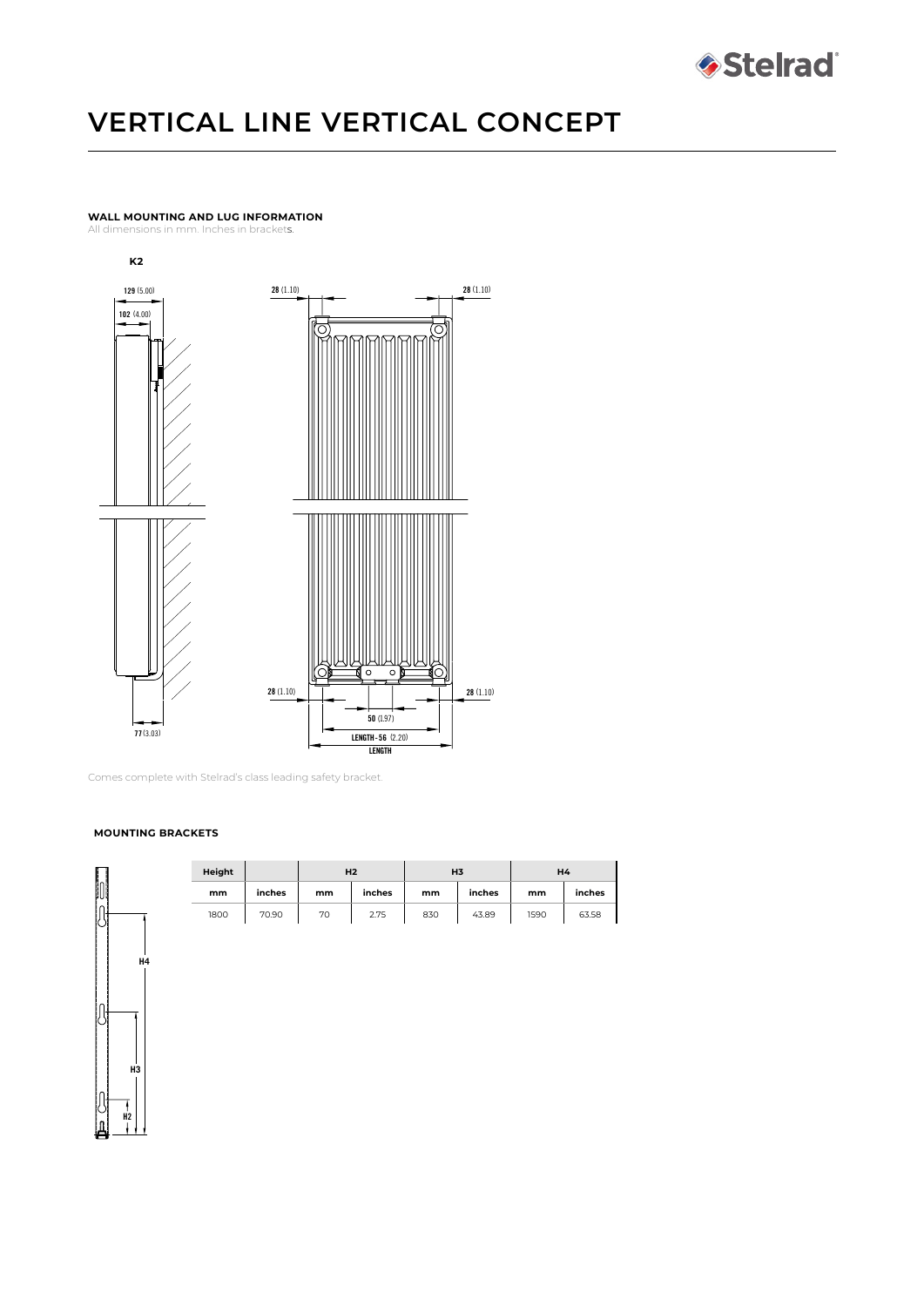# VERTICAL LINE VERTICAL CONCEPT

**WALL MOUNTING AND LUG INFORMATION**

All dimensions in mm. Inches in brackets.

**K2**

Comes complete with Stelrad's class leading safety bracket.

**MOUNTING BRACKETS**

| Height | | H2 | | H3 | | H4 | |
|---|---|---|---|---|---|---|---|
| mm | inches | mm | inches | mm | inches | mm | inches |
| 1800 | 70.90 | 70 | 2.75 | 830 | 43.89 | 1590 | 63.58 |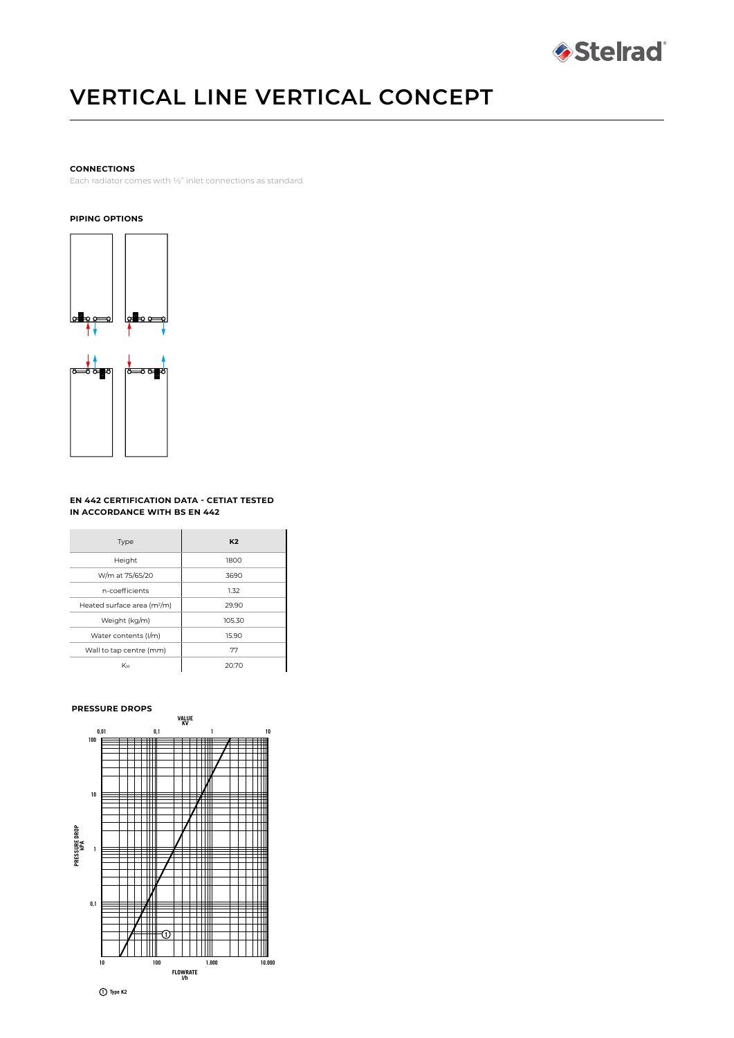# VERTICAL LINE VERTICAL CONCEPT

**CONNECTIONS**

Each radiator comes with ½" inlet connections as standard.

**PIPING OPTIONS**

**EN 442 CERTIFICATION DATA - CETIAT TESTED IN ACCORDANCE WITH BS EN 442**

| Type | K2 |
|---|---|
| Height | 1800 |
| W/m at 75/65/20 | 3690 |
| n-coefficients | 1.32 |
| Heated surface area ($m^2$/m) | 29.90 |
| Weight (kg/m) | 105.30 |
| Water contents (l/m) | 15.90 |
| Wall to tap centre (mm) | 77 |
| $K_M$ | 20.70 |

**PRESSURE DROPS**

VALUE KV

0,01 0,1 1 10

PRESSURE DROP KPA

100 10 1 0,1

10 100 1.000 10.000

FLOWRATE l/h

1 Type K2